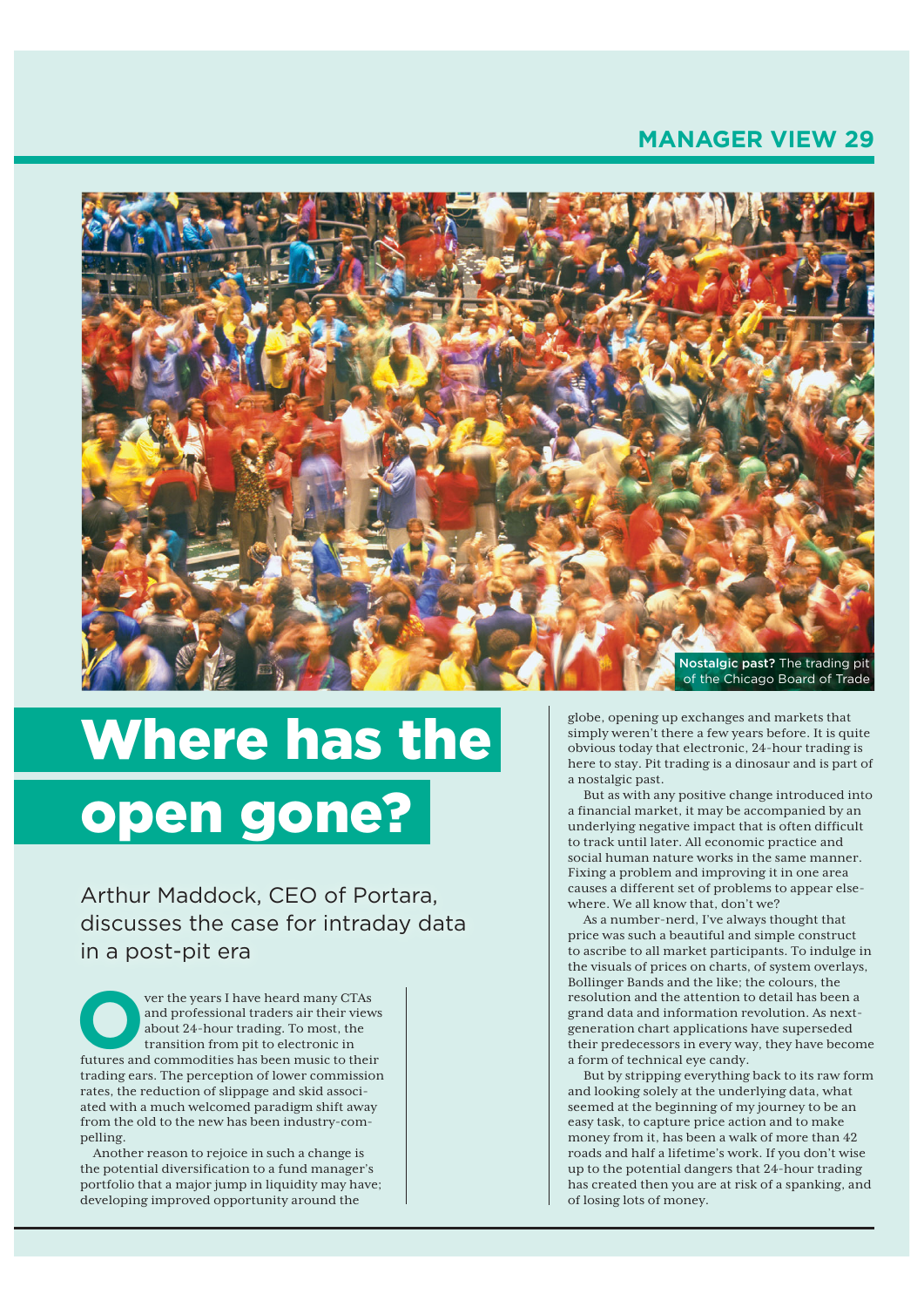Nostalgic past? The trading pit of the Chicago Board of Trade

# Where has the open gone?

Arthur Maddock, CEO of Portara, discusses the case for intraday data in a post-pit era

Over the years I have heard many CTAs and professional traders air their views about 24-hour trading. To most, the transition from pit to electronic in futures and commodities has been music to their trading ears. The perception of lower commission rates, the reduction of slippage and skid associated with a much welcomed paradigm shift away from the old to the new has been industry-compelling.

Another reason to rejoice in such a change is the potential diversification to a fund manager's portfolio that a major jump in liquidity may have; developing improved opportunity around the globe, opening up exchanges and markets that simply weren't there a few years before. It is quite obvious today that electronic, 24-hour trading is here to stay. Pit trading is a dinosaur and is part of a nostalgic past.

But as with any positive change introduced into a financial market, it may be accompanied by an underlying negative impact that is often difficult to track until later. All economic practice and social human nature works in the same manner. Fixing a problem and improving it in one area causes a different set of problems to appear elsewhere. We all know that, don't we?

As a number-nerd, I've always thought that price was such a beautiful and simple construct to ascribe to all market participants. To indulge in the visuals of prices on charts, of system overlays, Bollinger Bands and the like; the colours, the resolution and the attention to detail has been a grand data and information revolution. As next-generation chart applications have superseded their predecessors in every way, they have become a form of technical eye candy.

But by stripping everything back to its raw form and looking solely at the underlying data, what seemed at the beginning of my journey to be an easy task, to capture price action and to make money from it, has been a walk of more than 42 roads and half a lifetime's work. If you don't wise up to the potential dangers that 24-hour trading has created then you are at risk of a spanking, and of losing lots of money.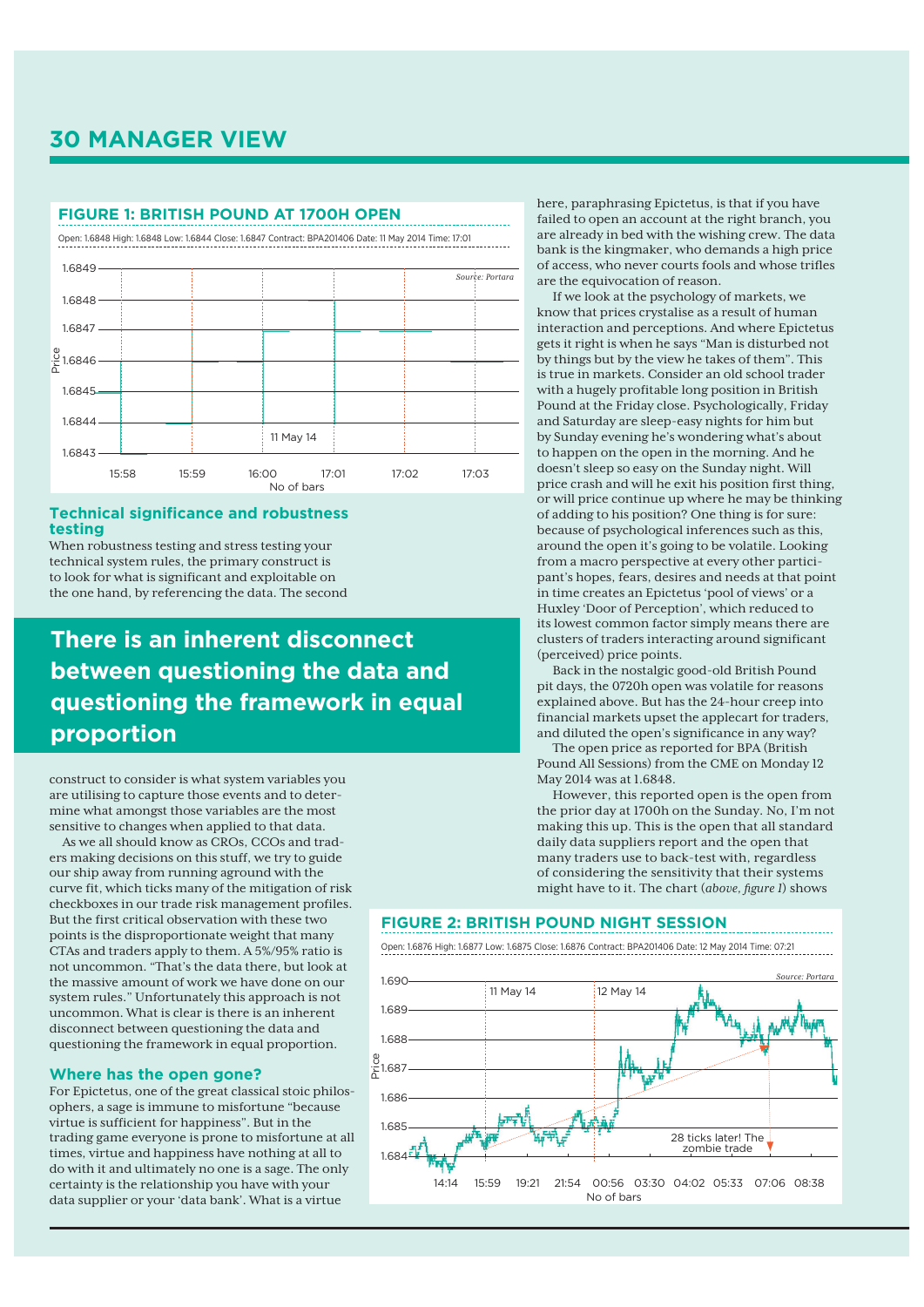## FIGURE 1: BRITISH POUND AT 1700H OPEN

Open: 1.6848 High: 1.6848 Low: 1.6844 Close: 1.6847 Contract: BPA201406 Date: 11 May 2014 Time: 17:01

*Source: Portara*

### Technical significance and robustness testing

When robustness testing and stress testing your technical system rules, the primary construct is to look for what is significant and exploitable on the one hand, by referencing the data. The second construct to consider is what system variables you are utilising to capture those events and to determine what amongst those variables are the most sensitive to changes when applied to that data.

As we all should know as CROs, CCOs and traders making decisions on this stuff, we try to guide our ship away from running aground with the curve fit, which ticks many of the mitigation of risk checkboxes in our trade risk management profiles. But the first critical observation with these two points is the disproportionate weight that many CTAs and traders apply to them. A 5%/95% ratio is not uncommon. "That's the data there, but look at the massive amount of work we have done on our system rules." Unfortunately this approach is not uncommon. What is clear is there is an inherent disconnect between questioning the data and questioning the framework in equal proportion.

> **There is an inherent disconnect between questioning the data and questioning the framework in equal proportion**

### Where has the open gone?

For Epictetus, one of the great classical stoic philosophers, a sage is immune to misfortune "because virtue is sufficient for happiness". But in the trading game everyone is prone to misfortune at all times, virtue and happiness have nothing at all to do with it and ultimately no one is a sage. The only certainty is the relationship you have with your data supplier or your 'data bank'. What is a virtue here, paraphrasing Epictetus, is that if you have failed to open an account at the right branch, you are already in bed with the wishing crew. The data bank is the kingmaker, who demands a high price of access, who never courts fools and whose trifles are the equivocation of reason.

If we look at the psychology of markets, we know that prices crystalise as a result of human interaction and perceptions. And where Epictetus gets it right is when he says "Man is disturbed not by things but by the view he takes of them". This is true in markets. Consider an old school trader with a hugely profitable long position in British Pound at the Friday close. Psychologically, Friday and Saturday are sleep-easy nights for him but by Sunday evening he's wondering what's about to happen on the open in the morning. And he doesn't sleep so easy on the Sunday night. Will price crash and will he exit his position first thing, or will price continue up where he may be thinking of adding to his position? One thing is for sure: because of psychological inferences such as this, around the open it's going to be volatile. Looking from a macro perspective at every other participant's hopes, fears, desires and needs at that point in time creates an Epictetus 'pool of views' or a Huxley 'Door of Perception', which reduced to its lowest common factor simply means there are clusters of traders interacting around significant (perceived) price points.

Back in the nostalgic good-old British Pound pit days, the 0720h open was volatile for reasons explained above. But has the 24-hour creep into financial markets upset the applecart for traders, and diluted the open's significance in any way?

The open price as reported for BPA (British Pound All Sessions) from the CME on Monday 12 May 2014 was at 1.6848.

However, this reported open is the open from the prior day at 1700h on the Sunday. No, I'm not making this up. This is the open that all standard daily data suppliers report and the open that many traders use to back-test with, regardless of considering the sensitivity that their systems might have to it. The chart (*above, figure 1*) shows

## FIGURE 2: BRITISH POUND NIGHT SESSION

Open: 1.6876 High: 1.6877 Low: 1.6875 Close: 1.6876 Contract: BPA201406 Date: 12 May 2014 Time: 07:21

*Source: Portara*

28 ticks later! The zombie trade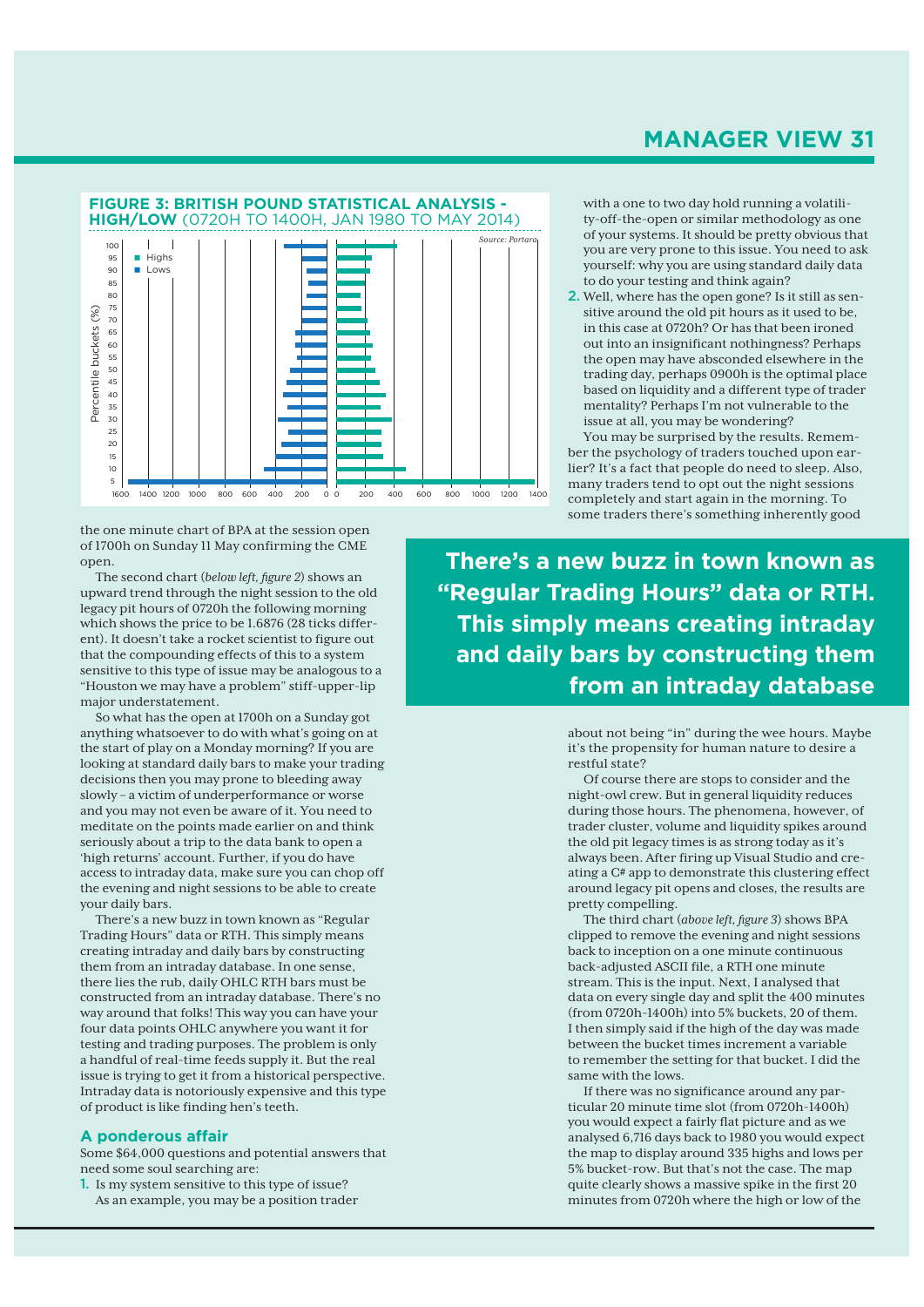**FIGURE 3: BRITISH POUND STATISTICAL ANALYSIS - HIGH/LOW** (0720H TO 1400H, JAN 1980 TO MAY 2014)

*Source: Portara*

the one minute chart of BPA at the session open of 1700h on Sunday 11 May confirming the CME open.

The second chart (*below left, figure 2*) shows an upward trend through the night session to the old legacy pit hours of 0720h the following morning which shows the price to be 1.6876 (28 ticks different). It doesn't take a rocket scientist to figure out that the compounding effects of this to a system sensitive to this type of issue may be analogous to a "Houston we may have a problem" stiff-upper-lip major understatement.

So what has the open at 1700h on a Sunday got anything whatsoever to do with what's going on at the start of play on a Monday morning? If you are looking at standard daily bars to make your trading decisions then you may prone to bleeding away slowly – a victim of underperformance or worse and you may not even be aware of it. You need to meditate on the points made earlier on and think seriously about a trip to the data bank to open a 'high returns' account. Further, if you do have access to intraday data, make sure you can chop off the evening and night sessions to be able to create your daily bars.

There's a new buzz in town known as "Regular Trading Hours" data or RTH. This simply means creating intraday and daily bars by constructing them from an intraday database. In one sense, there lies the rub, daily OHLC RTH bars must be constructed from an intraday database. There's no way around that folks! This way you can have your four data points OHLC anywhere you want it for testing and trading purposes. The problem is only a handful of real-time feeds supply it. But the real issue is trying to get it from a historical perspective. Intraday data is notoriously expensive and this type of product is like finding hen's teeth.

## A ponderous affair

Some $64,000 questions and potential answers that need some soul searching are:

1. Is my system sensitive to this type of issue? As an example, you may be a position trader with a one to two day hold running a volatility-off-the-open or similar methodology as one of your systems. It should be pretty obvious that you are very prone to this issue. You need to ask yourself: why you are using standard daily data to do your testing and think again?
2. Well, where has the open gone? Is it still as sensitive around the old pit hours as it used to be, in this case at 0720h? Or has that been ironed out into an insignificant nothingness? Perhaps the open may have absconded elsewhere in the trading day, perhaps 0900h is the optimal place based on liquidity and a different type of trader mentality? Perhaps I'm not vulnerable to the issue at all, you may be wondering?

You may be surprised by the results. Remember the psychology of traders touched upon earlier? It's a fact that people do need to sleep. Also, many traders tend to opt out the night sessions completely and start again in the morning. To some traders there's something inherently good about not being "in" during the wee hours. Maybe it's the propensity for human nature to desire a restful state?

**There's a new buzz in town known as "Regular Trading Hours" data or RTH. This simply means creating intraday and daily bars by constructing them from an intraday database**

Of course there are stops to consider and the night-owl crew. But in general liquidity reduces during those hours. The phenomena, however, of trader cluster, volume and liquidity spikes around the old pit legacy times is as strong today as it's always been. After firing up Visual Studio and creating a C# app to demonstrate this clustering effect around legacy pit opens and closes, the results are pretty compelling.

The third chart (*above left, figure 3*) shows BPA clipped to remove the evening and night sessions back to inception on a one minute continuous back-adjusted ASCII file, a RTH one minute stream. This is the input. Next, I analysed that data on every single day and split the 400 minutes (from 0720h-1400h) into 5% buckets, 20 of them. I then simply said if the high of the day was made between the bucket times increment a variable to remember the setting for that bucket. I did the same with the lows.

If there was no significance around any particular 20 minute time slot (from 0720h-1400h) you would expect a fairly flat picture and as we analysed 6,716 days back to 1980 you would expect the map to display around 335 highs and lows per 5% bucket-row. But that's not the case. The map quite clearly shows a massive spike in the first 20 minutes from 0720h where the high or low of the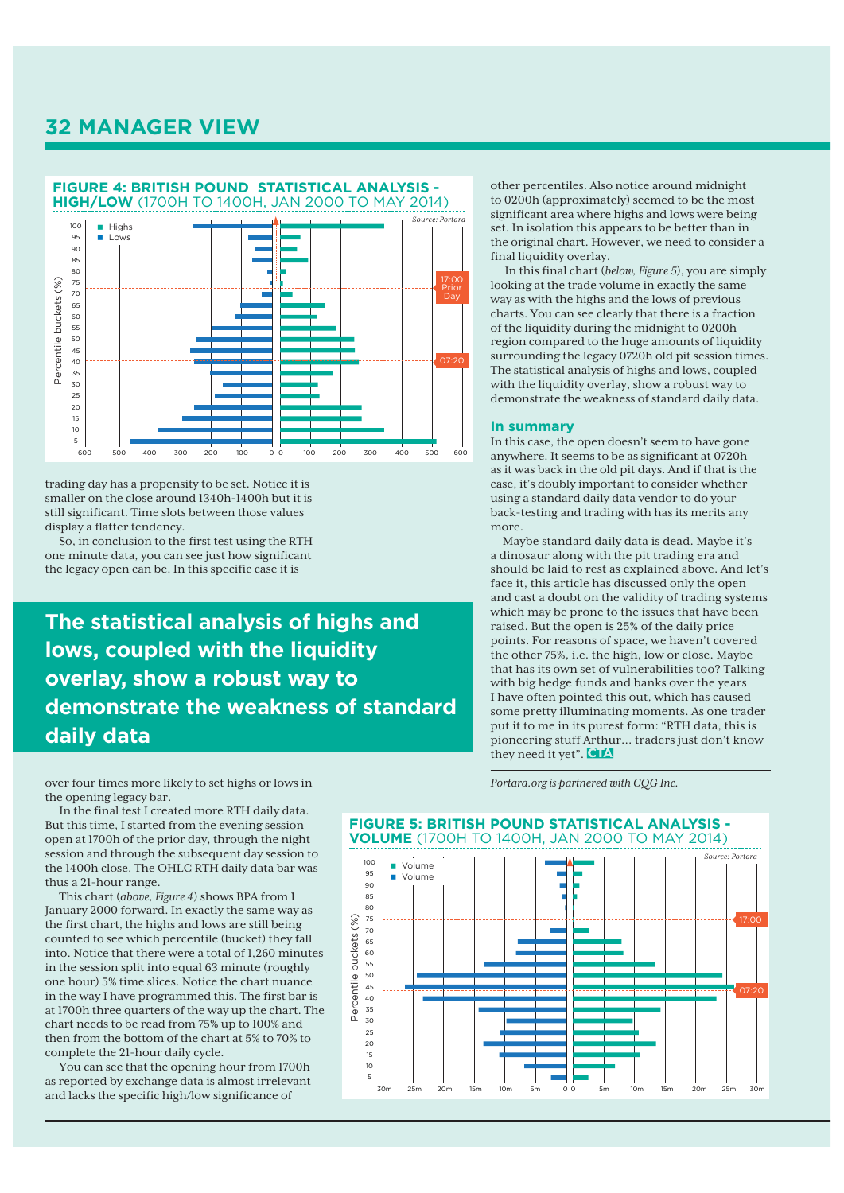## FIGURE 4: BRITISH POUND STATISTICAL ANALYSIS - HIGH/LOW (1700H TO 1400H, JAN 2000 TO MAY 2014)

Source: Portara

Highs
Lows
Percentile buckets (%)
100 95 90 85 80 75 70 65 60 55 50 45 40 35 30 25 20 15 10 5
17:00 Prior Day
07:20
600 500 400 300 200 100 0 0 100 200 300 400 500 600

trading day has a propensity to be set. Notice it is smaller on the close around 1340h-1400h but it is still significant. Time slots between those values display a flatter tendency.

So, in conclusion to the first test using the RTH one minute data, you can see just how significant the legacy open can be. In this specific case it is over four times more likely to set highs or lows in the opening legacy bar.

**The statistical analysis of highs and lows, coupled with the liquidity overlay, show a robust way to demonstrate the weakness of standard daily data**

In the final test I created more RTH daily data. But this time, I started from the evening session open at 1700h of the prior day, through the night session and through the subsequent day session to the 1400h close. The OHLC RTH daily data bar was thus a 21-hour range.

This chart (*above, Figure 4*) shows BPA from 1 January 2000 forward. In exactly the same way as the first chart, the highs and lows are still being counted to see which percentile (bucket) they fall into. Notice that there were a total of 1,260 minutes in the session split into equal 63 minute (roughly one hour) 5% time slices. Notice the chart nuance in the way I have programmed this. The first bar is at 1700h three quarters of the way up the chart. The chart needs to be read from 75% up to 100% and then from the bottom of the chart at 5% to 70% to complete the 21-hour daily cycle.

You can see that the opening hour from 1700h as reported by exchange data is almost irrelevant and lacks the specific high/low significance of other percentiles. Also notice around midnight to 0200h (approximately) seemed to be the most significant area where highs and lows were being set. In isolation this appears to be better than in the original chart. However, we need to consider a final liquidity overlay.

In this final chart (*below, Figure 5*), you are simply looking at the trade volume in exactly the same way as with the highs and the lows of previous charts. You can see clearly that there is a fraction of the liquidity during the midnight to 0200h region compared to the huge amounts of liquidity surrounding the legacy 0720h old pit session times. The statistical analysis of highs and lows, coupled with the liquidity overlay, show a robust way to demonstrate the weakness of standard daily data.

### In summary

In this case, the open doesn't seem to have gone anywhere. It seems to be as significant at 0720h as it was back in the old pit days. And if that is the case, it's doubly important to consider whether using a standard daily data vendor to do your back-testing and trading with has its merits any more.

Maybe standard daily data is dead. Maybe it's a dinosaur along with the pit trading era and should be laid to rest as explained above. And let's face it, this article has discussed only the open and cast a doubt on the validity of trading systems which may be prone to the issues that have been raised. But the open is 25% of the daily price points. For reasons of space, we haven't covered the other 75%, i.e. the high, low or close. Maybe that has its own set of vulnerabilities too? Talking with big hedge funds and banks over the years I have often pointed this out, which has caused some pretty illuminating moments. As one trader put it to me in its purest form: "RTH data, this is pioneering stuff Arthur… traders just don't know they need it yet". **CTA**

*Portara.org is partnered with CQG Inc.*

## FIGURE 5: BRITISH POUND STATISTICAL ANALYSIS - VOLUME (1700H TO 1400H, JAN 2000 TO MAY 2014)

Source: Portara

Volume
Volume
Percentile buckets (%)
100 95 90 85 80 75 70 65 60 55 50 45 40 35 30 25 20 15 10 5
17:00
07:20
30m 25m 20m 15m 10m 5m 0 0 5m 10m 15m 20m 25m 30m